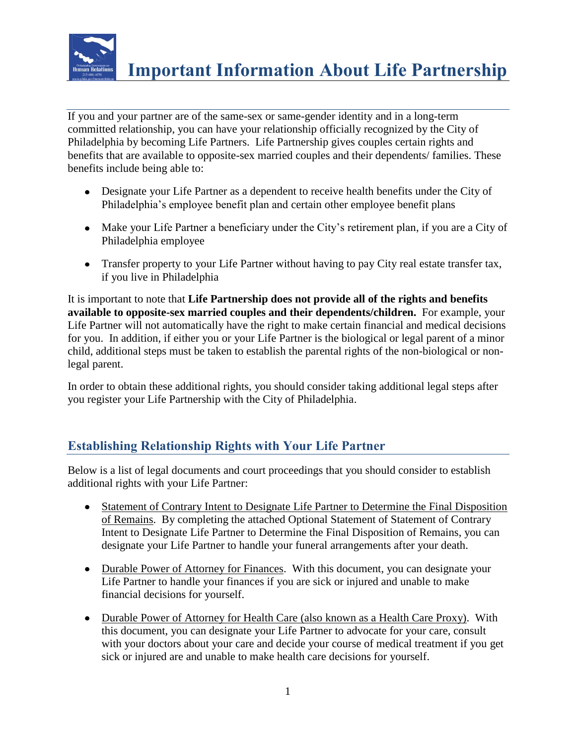# Important Information About Life Partnership

If you and your partner are of the same-sex or same-gender identity and in a long-term committed relationship, you can have your relationship officially recognized by the City of Philadelphia by becoming Life Partners. Life Partnership gives couples certain rights and benefits that are available to opposite-sex married couples and their dependents/ families. These benefits include being able to:

- Designate your Life Partner as a dependent to receive health benefits under the City of Philadelphia's employee benefit plan and certain other employee benefit plans
- Make your Life Partner a beneficiary under the City's retirement plan, if you are a City of Philadelphia employee
- Transfer property to your Life Partner without having to pay City real estate transfer tax, if you live in Philadelphia

It is important to note that **Life Partnership does not provide all of the rights and benefits available to opposite-sex married couples and their dependents/children.** For example, your Life Partner will not automatically have the right to make certain financial and medical decisions for you. In addition, if either you or your Life Partner is the biological or legal parent of a minor child, additional steps must be taken to establish the parental rights of the non-biological or non-legal parent.

In order to obtain these additional rights, you should consider taking additional legal steps after you register your Life Partnership with the City of Philadelphia.

## Establishing Relationship Rights with Your Life Partner

Below is a list of legal documents and court proceedings that you should consider to establish additional rights with your Life Partner:

- Statement of Contrary Intent to Designate Life Partner to Determine the Final Disposition of Remains. By completing the attached Optional Statement of Statement of Contrary Intent to Designate Life Partner to Determine the Final Disposition of Remains, you can designate your Life Partner to handle your funeral arrangements after your death.
- Durable Power of Attorney for Finances. With this document, you can designate your Life Partner to handle your finances if you are sick or injured and unable to make financial decisions for yourself.
- Durable Power of Attorney for Health Care (also known as a Health Care Proxy). With this document, you can designate your Life Partner to advocate for your care, consult with your doctors about your care and decide your course of medical treatment if you get sick or injured are and unable to make health care decisions for yourself.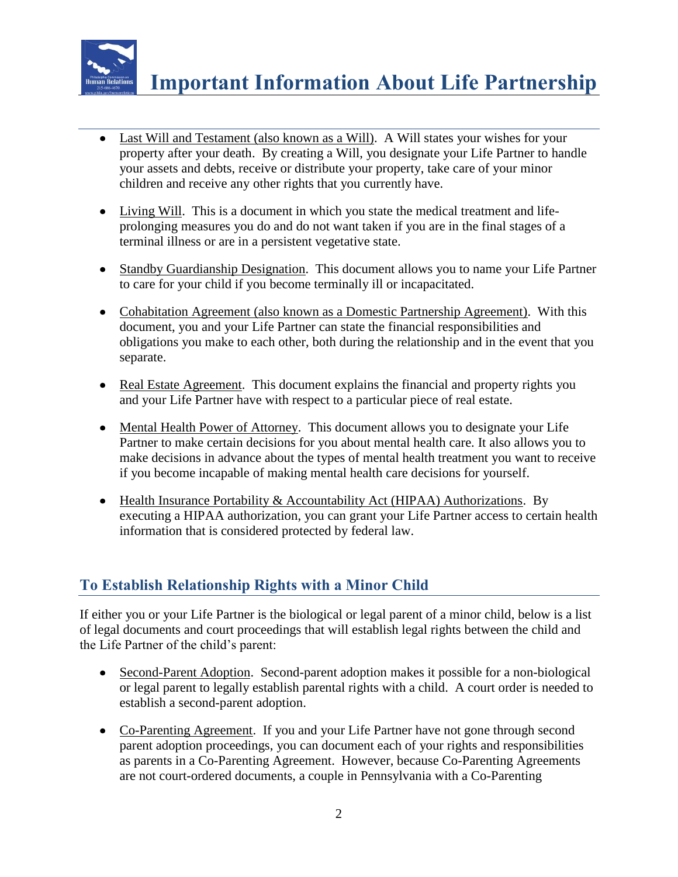- Last Will and Testament (also known as a Will). A Will states your wishes for your property after your death. By creating a Will, you designate your Life Partner to handle your assets and debts, receive or distribute your property, take care of your minor children and receive any other rights that you currently have.

- Living Will. This is a document in which you state the medical treatment and life-prolonging measures you do and do not want taken if you are in the final stages of a terminal illness or are in a persistent vegetative state.

- Standby Guardianship Designation. This document allows you to name your Life Partner to care for your child if you become terminally ill or incapacitated.

- Cohabitation Agreement (also known as a Domestic Partnership Agreement). With this document, you and your Life Partner can state the financial responsibilities and obligations you make to each other, both during the relationship and in the event that you separate.

- Real Estate Agreement. This document explains the financial and property rights you and your Life Partner have with respect to a particular piece of real estate.

- Mental Health Power of Attorney. This document allows you to designate your Life Partner to make certain decisions for you about mental health care. It also allows you to make decisions in advance about the types of mental health treatment you want to receive if you become incapable of making mental health care decisions for yourself.

- Health Insurance Portability & Accountability Act (HIPAA) Authorizations. By executing a HIPAA authorization, you can grant your Life Partner access to certain health information that is considered protected by federal law.

## To Establish Relationship Rights with a Minor Child

If either you or your Life Partner is the biological or legal parent of a minor child, below is a list of legal documents and court proceedings that will establish legal rights between the child and the Life Partner of the child's parent:

- Second-Parent Adoption. Second-parent adoption makes it possible for a non-biological or legal parent to legally establish parental rights with a child. A court order is needed to establish a second-parent adoption.

- Co-Parenting Agreement. If you and your Life Partner have not gone through second parent adoption proceedings, you can document each of your rights and responsibilities as parents in a Co-Parenting Agreement. However, because Co-Parenting Agreements are not court-ordered documents, a couple in Pennsylvania with a Co-Parenting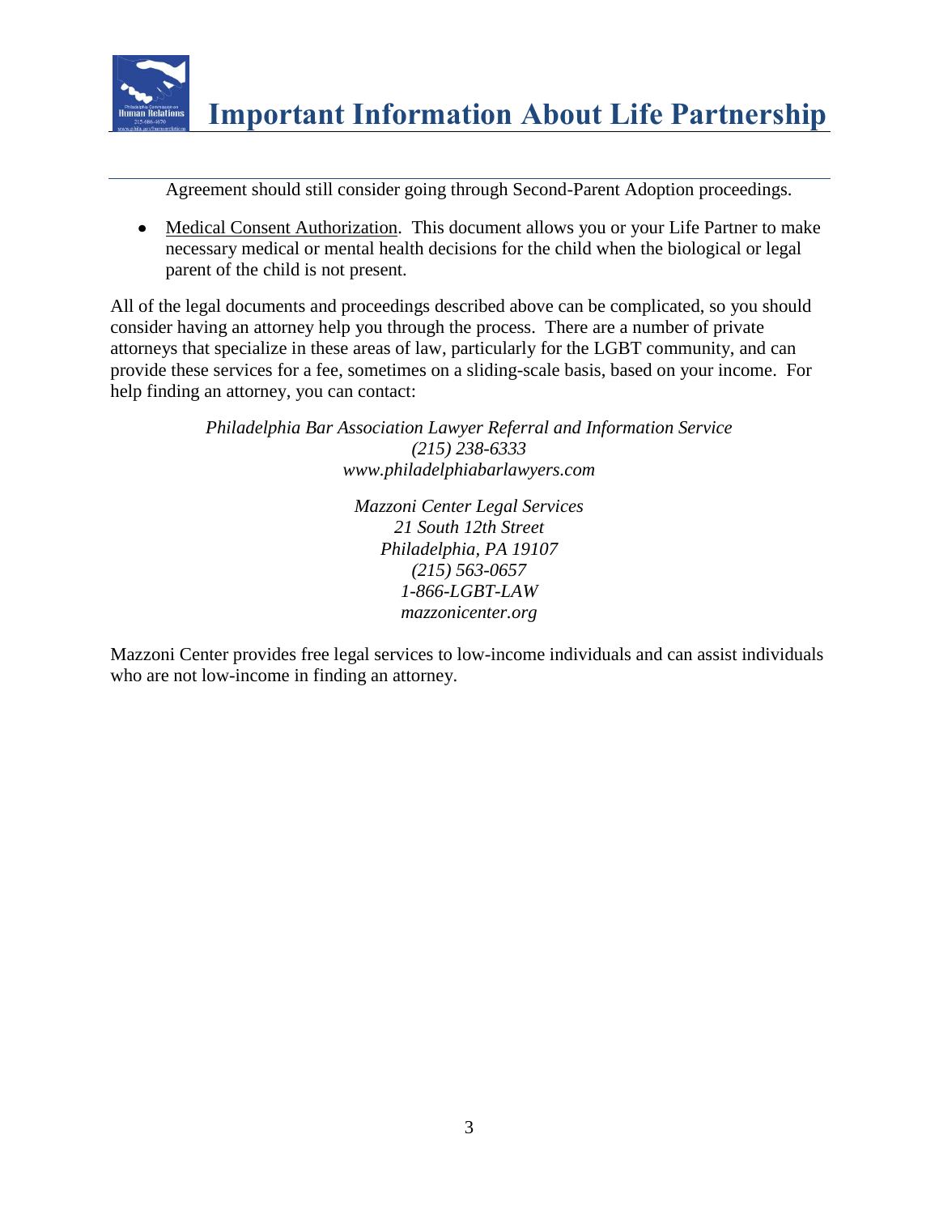Agreement should still consider going through Second-Parent Adoption proceedings.

- Medical Consent Authorization. This document allows you or your Life Partner to make necessary medical or mental health decisions for the child when the biological or legal parent of the child is not present.

All of the legal documents and proceedings described above can be complicated, so you should consider having an attorney help you through the process. There are a number of private attorneys that specialize in these areas of law, particularly for the LGBT community, and can provide these services for a fee, sometimes on a sliding-scale basis, based on your income. For help finding an attorney, you can contact:

*Philadelphia Bar Association Lawyer Referral and Information Service*
*(215) 238-6333*
*www.philadelphiabarlawyers.com*

*Mazzoni Center Legal Services*
*21 South 12th Street*
*Philadelphia, PA 19107*
*(215) 563-0657*
*1-866-LGBT-LAW*
*mazzonicenter.org*

Mazzoni Center provides free legal services to low-income individuals and can assist individuals who are not low-income in finding an attorney.